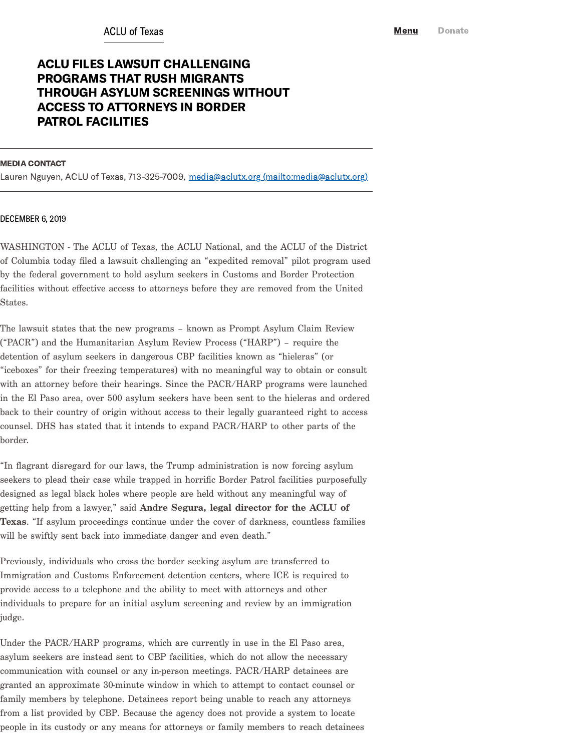ACLU of Texas

# ACLU FILES LAWSUIT CHALLENGING PROGRAMS THAT RUSH MIGRANTS THROUGH ASYLUM SCREENINGS WITHOUT ACCESS TO ATTORNEYS IN BORDER PATROL FACILITIES

**MEDIA CONTACT**

Lauren Nguyen, ACLU of Texas, 713-325-7009, [media@aclutx.org (mailto:media@aclutx.org)](mailto:media@aclutx.org)

DECEMBER 6, 2019

WASHINGTON - The ACLU of Texas, the ACLU National, and the ACLU of the District of Columbia today filed a lawsuit challenging an "expedited removal" pilot program used by the federal government to hold asylum seekers in Customs and Border Protection facilities without effective access to attorneys before they are removed from the United States.

The lawsuit states that the new programs – known as Prompt Asylum Claim Review ("PACR") and the Humanitarian Asylum Review Process ("HARP") – require the detention of asylum seekers in dangerous CBP facilities known as "hieleras" (or "iceboxes" for their freezing temperatures) with no meaningful way to obtain or consult with an attorney before their hearings. Since the PACR/HARP programs were launched in the El Paso area, over 500 asylum seekers have been sent to the hieleras and ordered back to their country of origin without access to their legally guaranteed right to access counsel. DHS has stated that it intends to expand PACR/HARP to other parts of the border.

"In flagrant disregard for our laws, the Trump administration is now forcing asylum seekers to plead their case while trapped in horrific Border Patrol facilities purposefully designed as legal black holes where people are held without any meaningful way of getting help from a lawyer," said **Andre Segura, legal director for the ACLU of Texas**. "If asylum proceedings continue under the cover of darkness, countless families will be swiftly sent back into immediate danger and even death."

Previously, individuals who cross the border seeking asylum are transferred to Immigration and Customs Enforcement detention centers, where ICE is required to provide access to a telephone and the ability to meet with attorneys and other individuals to prepare for an initial asylum screening and review by an immigration judge.

Under the PACR/HARP programs, which are currently in use in the El Paso area, asylum seekers are instead sent to CBP facilities, which do not allow the necessary communication with counsel or any in-person meetings. PACR/HARP detainees are granted an approximate 30-minute window in which to attempt to contact counsel or family members by telephone. Detainees report being unable to reach any attorneys from a list provided by CBP. Because the agency does not provide a system to locate people in its custody or any means for attorneys or family members to reach detainees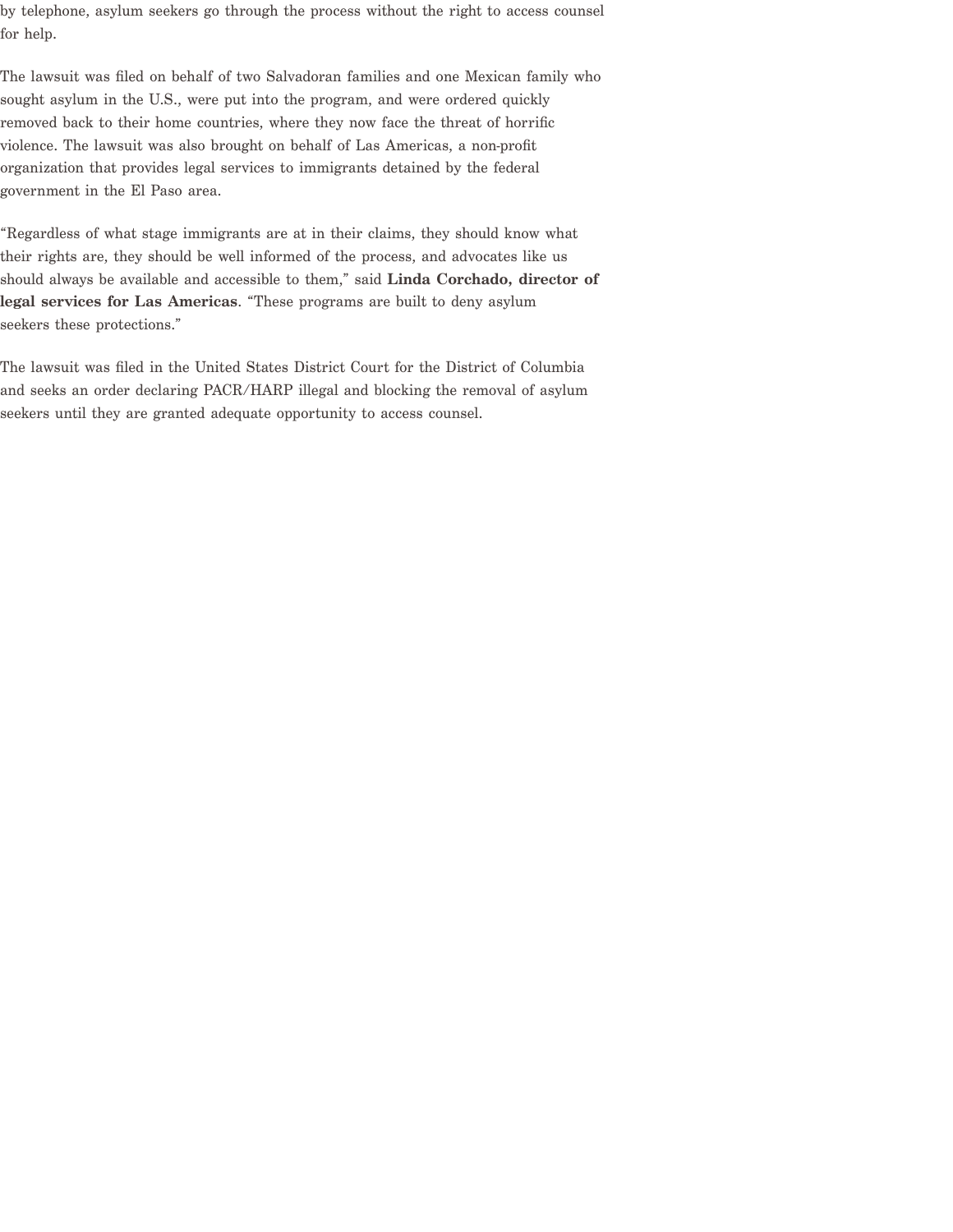by telephone, asylum seekers go through the process without the right to access counsel for help.

The lawsuit was filed on behalf of two Salvadoran families and one Mexican family who sought asylum in the U.S., were put into the program, and were ordered quickly removed back to their home countries, where they now face the threat of horrific violence. The lawsuit was also brought on behalf of Las Americas, a non-profit organization that provides legal services to immigrants detained by the federal government in the El Paso area.

“Regardless of what stage immigrants are at in their claims, they should know what their rights are, they should be well informed of the process, and advocates like us should always be available and accessible to them,” said **Linda Corchado, director of legal services for Las Americas**. “These programs are built to deny asylum seekers these protections.”

The lawsuit was filed in the United States District Court for the District of Columbia and seeks an order declaring PACR/HARP illegal and blocking the removal of asylum seekers until they are granted adequate opportunity to access counsel.